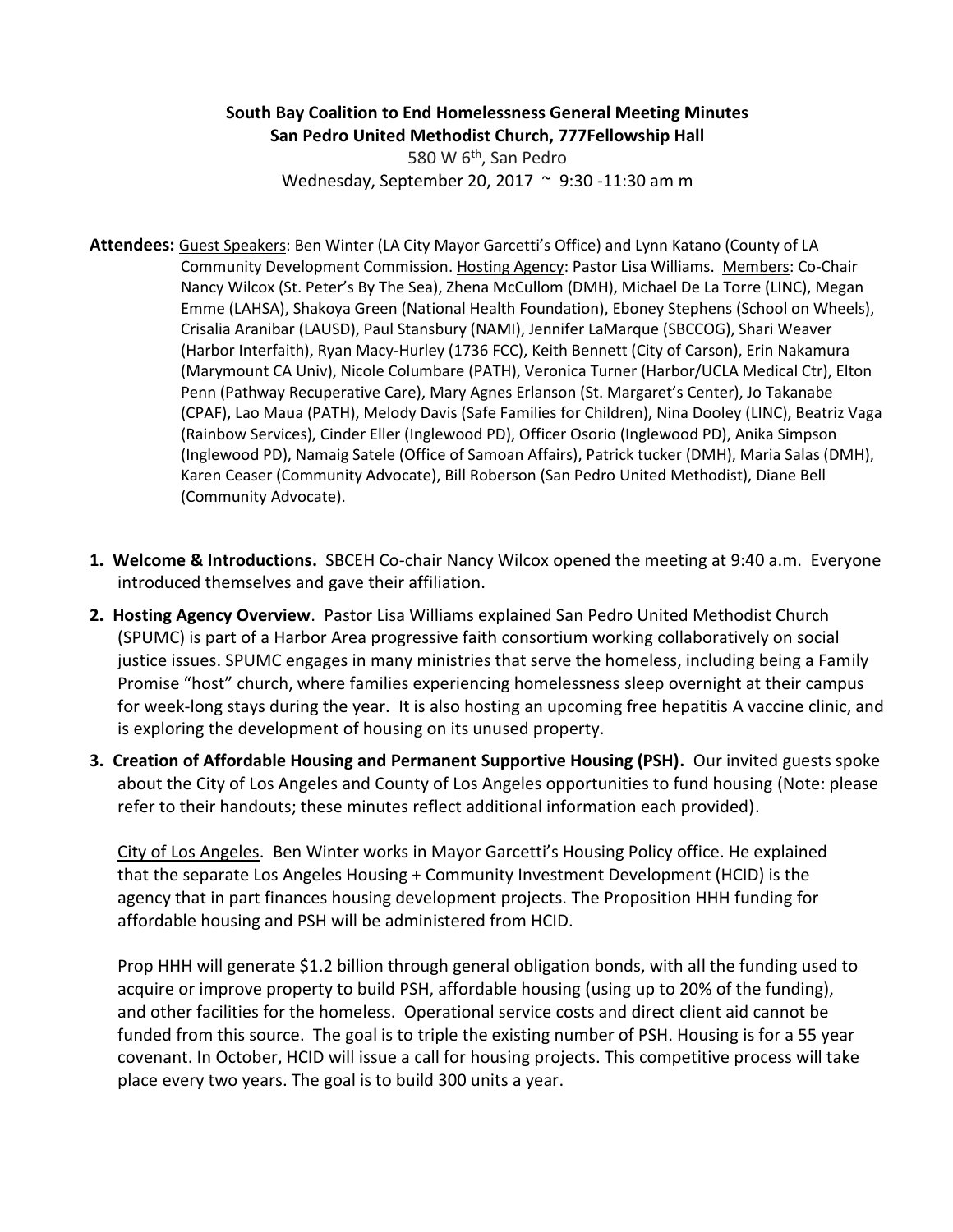**South Bay Coalition to End Homelessness General Meeting Minutes**
**San Pedro United Methodist Church, 777Fellowship Hall**

580 W 6th, San Pedro
Wednesday, September 20, 2017 ~ 9:30 -11:30 am m

**Attendees:** Guest Speakers: Ben Winter (LA City Mayor Garcetti's Office) and Lynn Katano (County of LA Community Development Commission. Hosting Agency: Pastor Lisa Williams. Members: Co-Chair Nancy Wilcox (St. Peter's By The Sea), Zhena McCullom (DMH), Michael De La Torre (LINC), Megan Emme (LAHSA), Shakoya Green (National Health Foundation), Eboney Stephens (School on Wheels), Crisalia Aranibar (LAUSD), Paul Stansbury (NAMI), Jennifer LaMarque (SBCCOG), Shari Weaver (Harbor Interfaith), Ryan Macy-Hurley (1736 FCC), Keith Bennett (City of Carson), Erin Nakamura (Marymount CA Univ), Nicole Columbare (PATH), Veronica Turner (Harbor/UCLA Medical Ctr), Elton Penn (Pathway Recuperative Care), Mary Agnes Erlanson (St. Margaret's Center), Jo Takanabe (CPAF), Lao Maua (PATH), Melody Davis (Safe Families for Children), Nina Dooley (LINC), Beatriz Vaga (Rainbow Services), Cinder Eller (Inglewood PD), Officer Osorio (Inglewood PD), Anika Simpson (Inglewood PD), Namaig Satele (Office of Samoan Affairs), Patrick tucker (DMH), Maria Salas (DMH), Karen Ceaser (Community Advocate), Bill Roberson (San Pedro United Methodist), Diane Bell (Community Advocate).

1. **Welcome & Introductions.** SBCEH Co-chair Nancy Wilcox opened the meeting at 9:40 a.m. Everyone introduced themselves and gave their affiliation.

2. **Hosting Agency Overview**. Pastor Lisa Williams explained San Pedro United Methodist Church (SPUMC) is part of a Harbor Area progressive faith consortium working collaboratively on social justice issues. SPUMC engages in many ministries that serve the homeless, including being a Family Promise "host" church, where families experiencing homelessness sleep overnight at their campus for week-long stays during the year. It is also hosting an upcoming free hepatitis A vaccine clinic, and is exploring the development of housing on its unused property.

3. **Creation of Affordable Housing and Permanent Supportive Housing (PSH).** Our invited guests spoke about the City of Los Angeles and County of Los Angeles opportunities to fund housing (Note: please refer to their handouts; these minutes reflect additional information each provided).

   City of Los Angeles. Ben Winter works in Mayor Garcetti's Housing Policy office. He explained that the separate Los Angeles Housing + Community Investment Development (HCID) is the agency that in part finances housing development projects. The Proposition HHH funding for affordable housing and PSH will be administered from HCID.

   Prop HHH will generate $1.2 billion through general obligation bonds, with all the funding used to acquire or improve property to build PSH, affordable housing (using up to 20% of the funding), and other facilities for the homeless. Operational service costs and direct client aid cannot be funded from this source. The goal is to triple the existing number of PSH. Housing is for a 55 year covenant. In October, HCID will issue a call for housing projects. This competitive process will take place every two years. The goal is to build 300 units a year.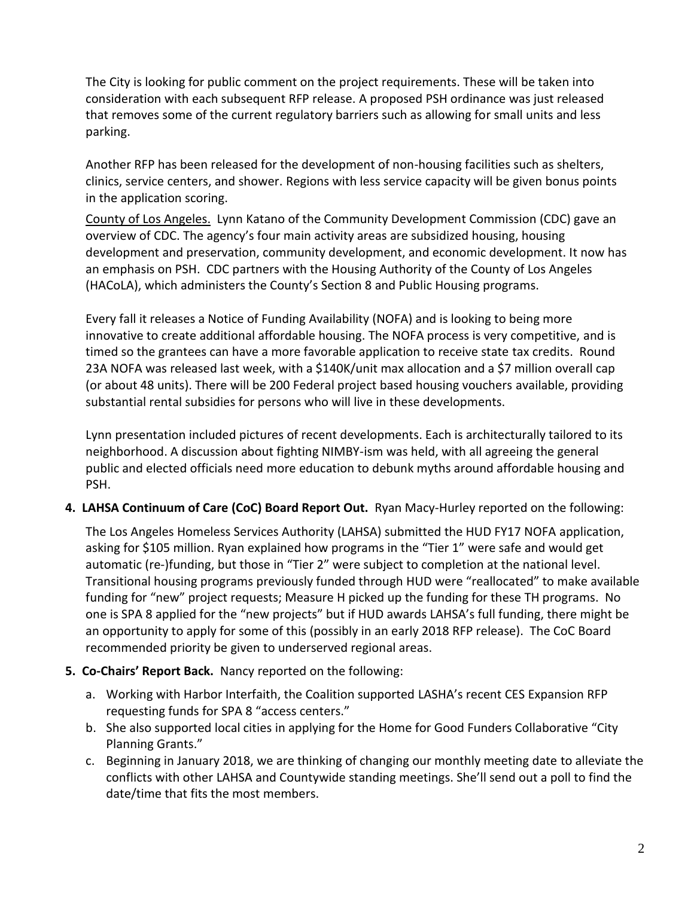The City is looking for public comment on the project requirements. These will be taken into consideration with each subsequent RFP release. A proposed PSH ordinance was just released that removes some of the current regulatory barriers such as allowing for small units and less parking.

Another RFP has been released for the development of non-housing facilities such as shelters, clinics, service centers, and shower. Regions with less service capacity will be given bonus points in the application scoring.

<u>County of Los Angeles.</u> Lynn Katano of the Community Development Commission (CDC) gave an overview of CDC. The agency's four main activity areas are subsidized housing, housing development and preservation, community development, and economic development. It now has an emphasis on PSH. CDC partners with the Housing Authority of the County of Los Angeles (HACoLA), which administers the County's Section 8 and Public Housing programs.

Every fall it releases a Notice of Funding Availability (NOFA) and is looking to being more innovative to create additional affordable housing. The NOFA process is very competitive, and is timed so the grantees can have a more favorable application to receive state tax credits. Round 23A NOFA was released last week, with a $140K/unit max allocation and a $7 million overall cap (or about 48 units). There will be 200 Federal project based housing vouchers available, providing substantial rental subsidies for persons who will live in these developments.

Lynn presentation included pictures of recent developments. Each is architecturally tailored to its neighborhood. A discussion about fighting NIMBY-ism was held, with all agreeing the general public and elected officials need more education to debunk myths around affordable housing and PSH.

**4. LAHSA Continuum of Care (CoC) Board Report Out.** Ryan Macy-Hurley reported on the following:

The Los Angeles Homeless Services Authority (LAHSA) submitted the HUD FY17 NOFA application, asking for $105 million. Ryan explained how programs in the "Tier 1" were safe and would get automatic (re-)funding, but those in "Tier 2" were subject to completion at the national level. Transitional housing programs previously funded through HUD were "reallocated" to make available funding for "new" project requests; Measure H picked up the funding for these TH programs. No one is SPA 8 applied for the "new projects" but if HUD awards LAHSA's full funding, there might be an opportunity to apply for some of this (possibly in an early 2018 RFP release). The CoC Board recommended priority be given to underserved regional areas.

**5. Co-Chairs' Report Back.** Nancy reported on the following:

a. Working with Harbor Interfaith, the Coalition supported LASHA's recent CES Expansion RFP requesting funds for SPA 8 "access centers."
b. She also supported local cities in applying for the Home for Good Funders Collaborative "City Planning Grants."
c. Beginning in January 2018, we are thinking of changing our monthly meeting date to alleviate the conflicts with other LAHSA and Countywide standing meetings. She'll send out a poll to find the date/time that fits the most members.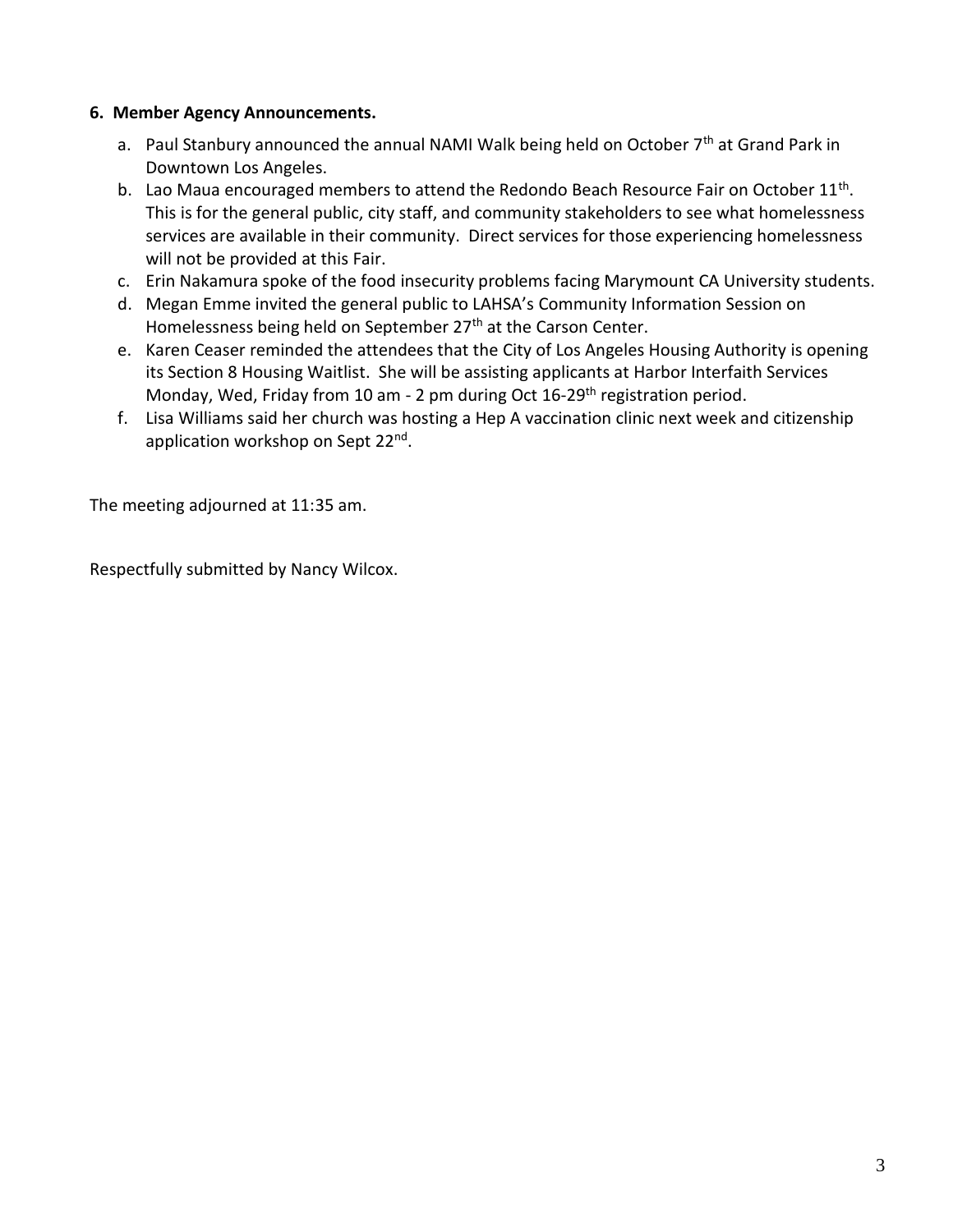**6. Member Agency Announcements.**

a. Paul Stanbury announced the annual NAMI Walk being held on October 7th at Grand Park in Downtown Los Angeles.
b. Lao Maua encouraged members to attend the Redondo Beach Resource Fair on October 11th. This is for the general public, city staff, and community stakeholders to see what homelessness services are available in their community. Direct services for those experiencing homelessness will not be provided at this Fair.
c. Erin Nakamura spoke of the food insecurity problems facing Marymount CA University students.
d. Megan Emme invited the general public to LAHSA's Community Information Session on Homelessness being held on September 27th at the Carson Center.
e. Karen Ceaser reminded the attendees that the City of Los Angeles Housing Authority is opening its Section 8 Housing Waitlist. She will be assisting applicants at Harbor Interfaith Services Monday, Wed, Friday from 10 am - 2 pm during Oct 16-29th registration period.
f. Lisa Williams said her church was hosting a Hep A vaccination clinic next week and citizenship application workshop on Sept 22nd.

The meeting adjourned at 11:35 am.

Respectfully submitted by Nancy Wilcox.